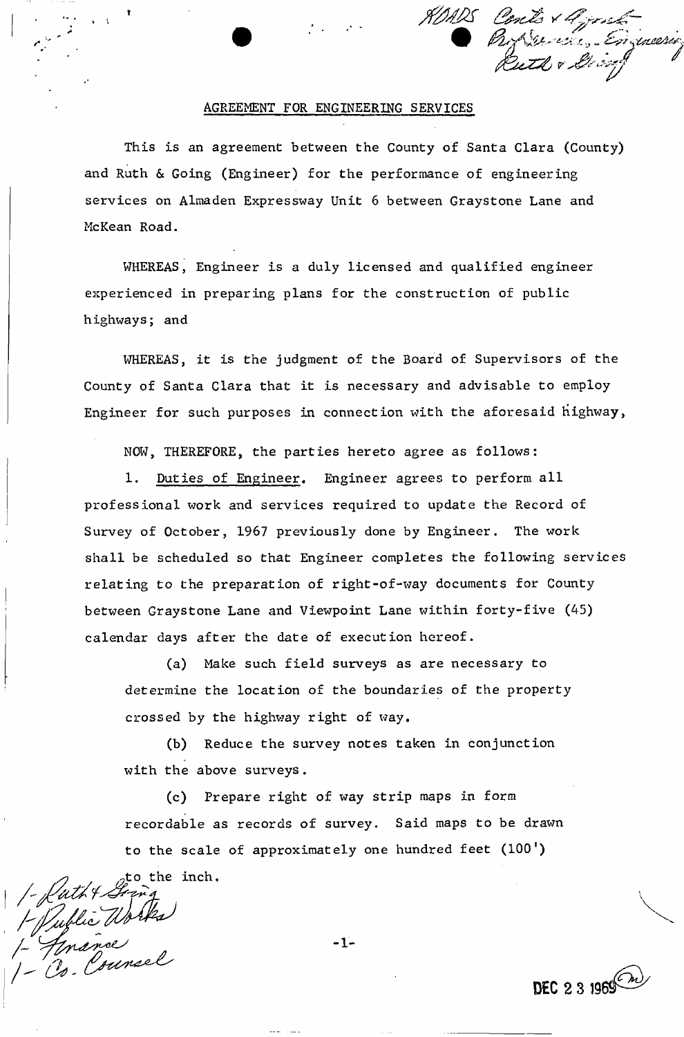ROADS Conts & Agmt  
Professional Engineering  
Ruth & Going

## AGREEMENT FOR ENGINEERING SERVICES

This is an agreement between the County of Santa Clara (County) and Ruth & Going (Engineer) for the performance of engineering services on Almaden Expressway Unit 6 between Graystone Lane and McKean Road.

WHEREAS, Engineer is a duly licensed and qualified engineer experienced in preparing plans for the construction of public highways; and

WHEREAS, it is the judgment of the Board of Supervisors of the County of Santa Clara that it is necessary and advisable to employ Engineer for such purposes in connection with the aforesaid highway,

NOW, THEREFORE, the parties hereto agree as follows:

1. Duties of Engineer. Engineer agrees to perform all professional work and services required to update the Record of Survey of October, 1967 previously done by Engineer. The work shall be scheduled so that Engineer completes the following services relating to the preparation of right-of-way documents for County between Graystone Lane and Viewpoint Lane within forty-five (45) calendar days after the date of execution hereof.

    (a) Make such field surveys as are necessary to determine the location of the boundaries of the property crossed by the highway right of way.

    (b) Reduce the survey notes taken in conjunction with the above surveys.

    (c) Prepare right of way strip maps in form recordable as records of survey. Said maps to be drawn to the scale of approximately one hundred feet (100') to the inch.

1- Ruth & Going  
1- Public Works  
1- Finance  
1- Co. Counsel

DEC 23 1969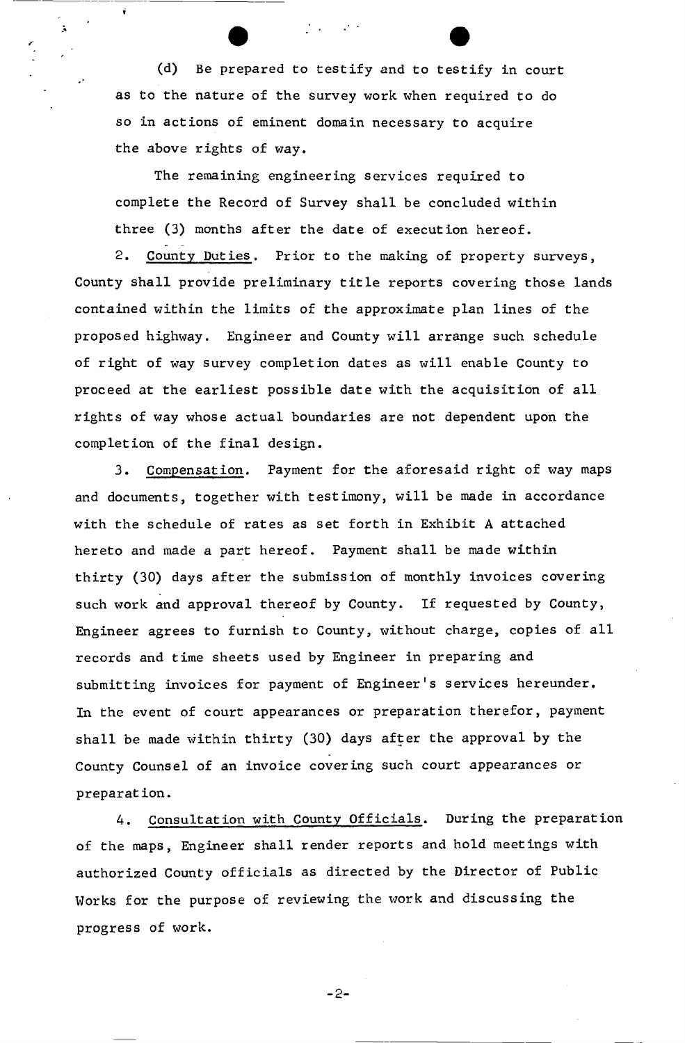(d) Be prepared to testify and to testify in court as to the nature of the survey work when required to do so in actions of eminent domain necessary to acquire the above rights of way.

The remaining engineering services required to complete the Record of Survey shall be concluded within three (3) months after the date of execution hereof.

2. County Duties. Prior to the making of property surveys, County shall provide preliminary title reports covering those lands contained within the limits of the approximate plan lines of the proposed highway. Engineer and County will arrange such schedule of right of way survey completion dates as will enable County to proceed at the earliest possible date with the acquisition of all rights of way whose actual boundaries are not dependent upon the completion of the final design.

3. Compensation. Payment for the aforesaid right of way maps and documents, together with testimony, will be made in accordance with the schedule of rates as set forth in Exhibit A attached hereto and made a part hereof. Payment shall be made within thirty (30) days after the submission of monthly invoices covering such work and approval thereof by County. If requested by County, Engineer agrees to furnish to County, without charge, copies of all records and time sheets used by Engineer in preparing and submitting invoices for payment of Engineer's services hereunder. In the event of court appearances or preparation therefor, payment shall be made within thirty (30) days after the approval by the County Counsel of an invoice covering such court appearances or preparation.

4. Consultation with County Officials. During the preparation of the maps, Engineer shall render reports and hold meetings with authorized County officials as directed by the Director of Public Works for the purpose of reviewing the work and discussing the progress of work.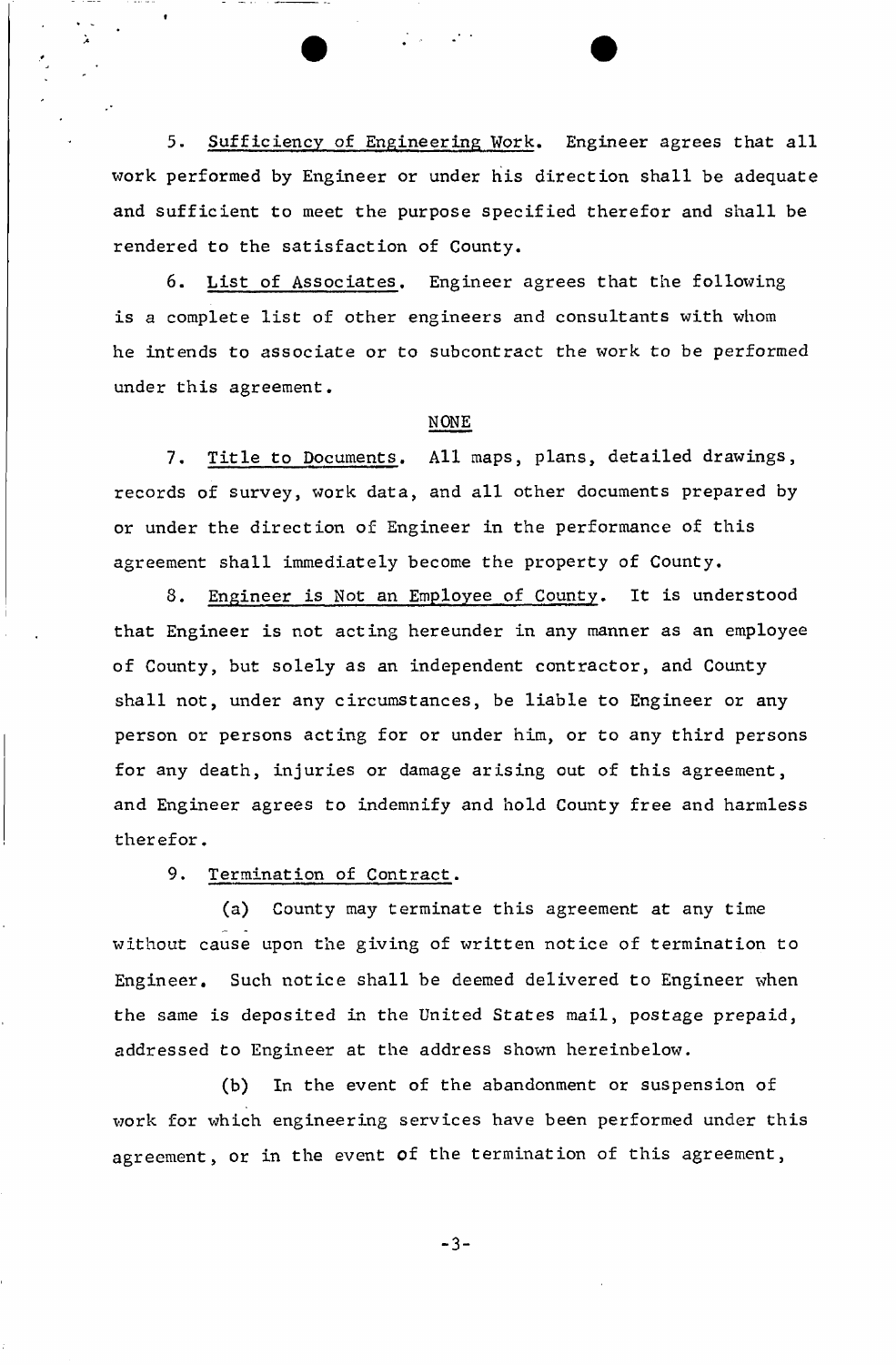5. Sufficiency of Engineering Work. Engineer agrees that all work performed by Engineer or under his direction shall be adequate and sufficient to meet the purpose specified therefor and shall be rendered to the satisfaction of County.

6. List of Associates. Engineer agrees that the following is a complete list of other engineers and consultants with whom he intends to associate or to subcontract the work to be performed under this agreement.

NONE

7. Title to Documents. All maps, plans, detailed drawings, records of survey, work data, and all other documents prepared by or under the direction of Engineer in the performance of this agreement shall immediately become the property of County.

8. Engineer is Not an Employee of County. It is understood that Engineer is not acting hereunder in any manner as an employee of County, but solely as an independent contractor, and County shall not, under any circumstances, be liable to Engineer or any person or persons acting for or under him, or to any third persons for any death, injuries or damage arising out of this agreement, and Engineer agrees to indemnify and hold County free and harmless therefor.

9. Termination of Contract.

(a) County may terminate this agreement at any time without cause upon the giving of written notice of termination to Engineer. Such notice shall be deemed delivered to Engineer when the same is deposited in the United States mail, postage prepaid, addressed to Engineer at the address shown hereinbelow.

(b) In the event of the abandonment or suspension of work for which engineering services have been performed under this agreement, or in the event of the termination of this agreement,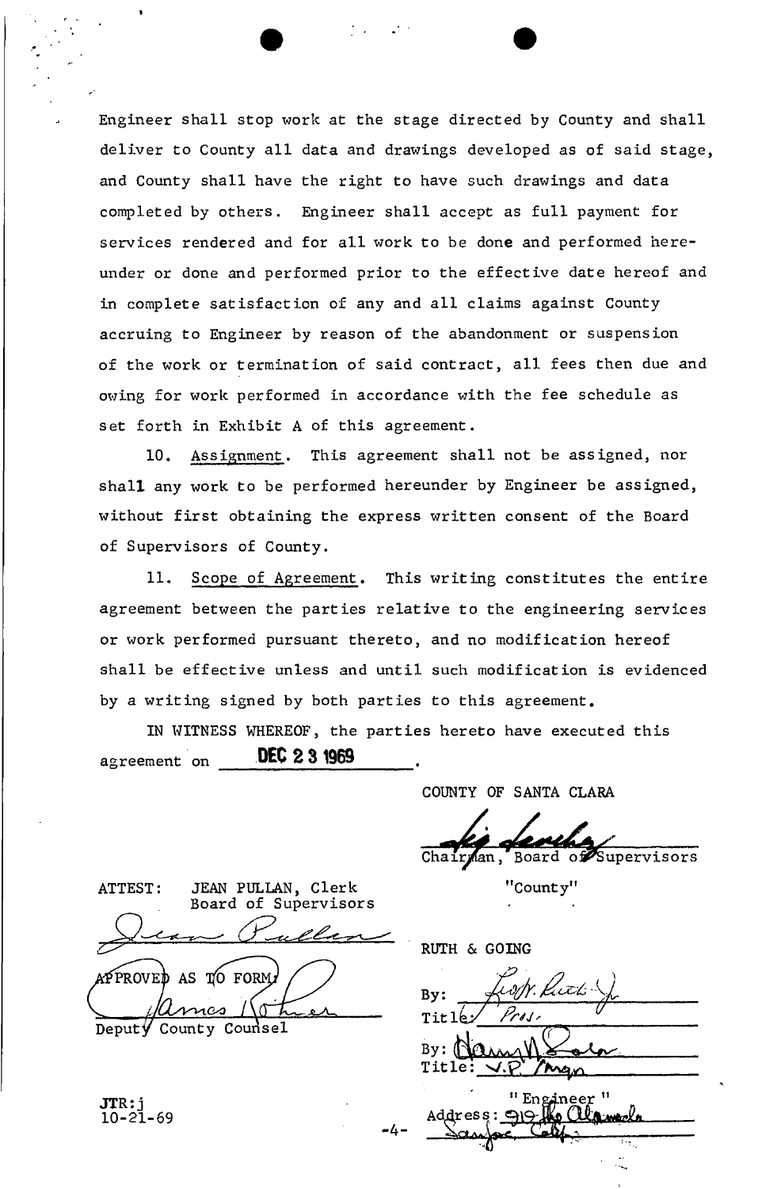Engineer shall stop work at the stage directed by County and shall deliver to County all data and drawings developed as of said stage, and County shall have the right to have such drawings and data completed by others. Engineer shall accept as full payment for services rendered and for all work to be done and performed hereunder or done and performed prior to the effective date hereof and in complete satisfaction of any and all claims against County accruing to Engineer by reason of the abandonment or suspension of the work or termination of said contract, all fees then due and owing for work performed in accordance with the fee schedule as set forth in Exhibit A of this agreement.

10. Assignment. This agreement shall not be assigned, nor shall any work to be performed hereunder by Engineer be assigned, without first obtaining the express written consent of the Board of Supervisors of County.

11. Scope of Agreement. This writing constitutes the entire agreement between the parties relative to the engineering services or work performed pursuant thereto, and no modification hereof shall be effective unless and until such modification is evidenced by a writing signed by both parties to this agreement.

IN WITNESS WHEREOF, the parties hereto have executed this agreement on **DEC 23 1969**.

COUNTY OF SANTA CLARA

Chairman, Board of Supervisors

"County"

ATTEST: JEAN PULLAN, Clerk
Board of Supervisors

APPROVED AS TO FORM:

Deputy County Counsel

RUTH & GOING

By:
Title: Pres.

By:
Title: V.P. Mgr.

"Engineer"
Address: 919 The Alameda
San Jose, Calif.

JTR:j
10-21-69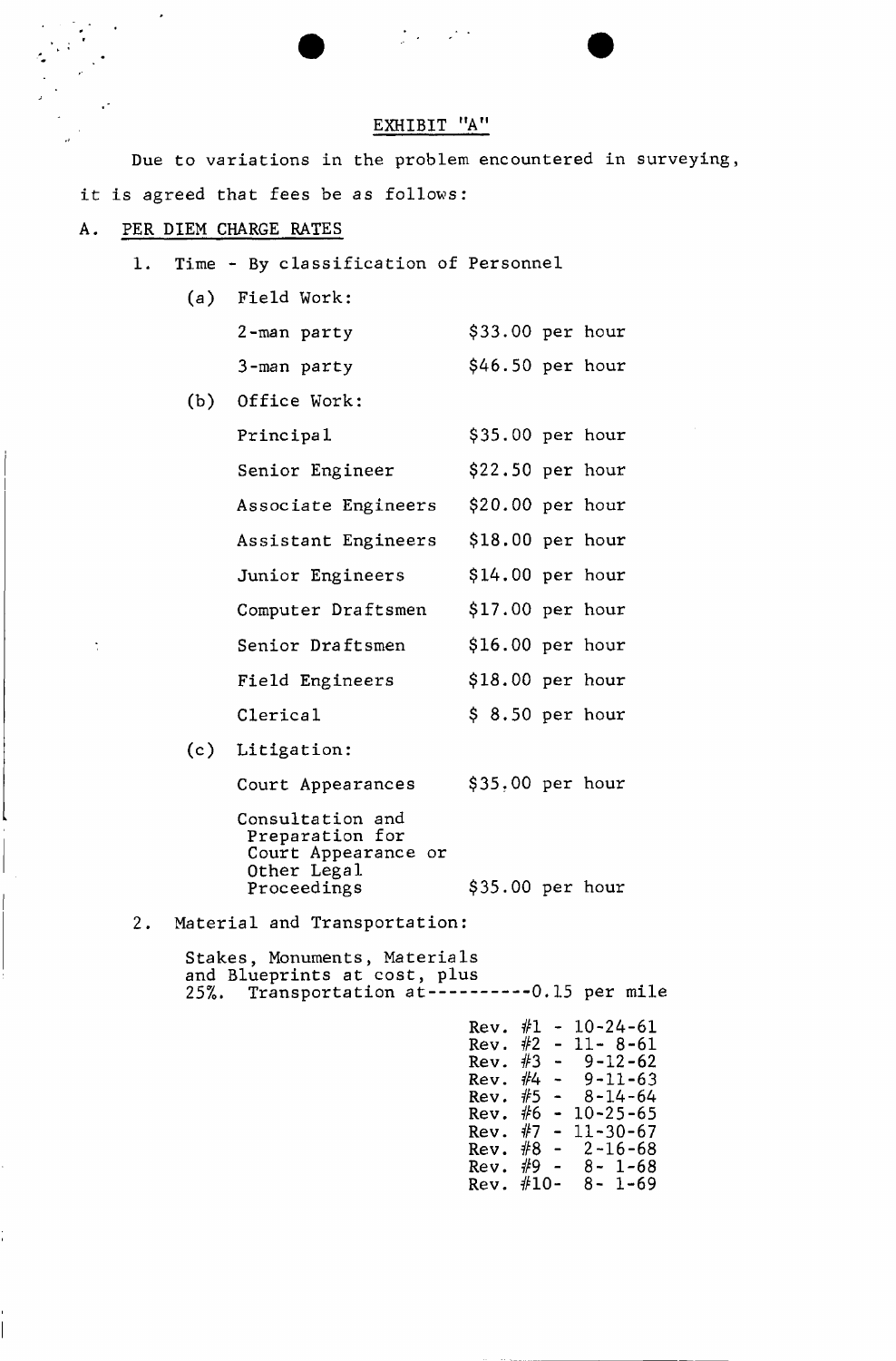## EXHIBIT "A"

Due to variations in the problem encountered in surveying, it is agreed that fees be as follows:

A. PER DIEM CHARGE RATES

1. Time - By classification of Personnel

   (a) Field Work:

   | | |
   |---|---|
   | 2-man party | $33.00 per hour |
   | 3-man party | $46.50 per hour |

   (b) Office Work:

   | | |
   |---|---|
   | Principal | $35.00 per hour |
   | Senior Engineer | $22.50 per hour |
   | Associate Engineers | $20.00 per hour |
   | Assistant Engineers | $18.00 per hour |
   | Junior Engineers | $14.00 per hour |
   | Computer Draftsmen | $17.00 per hour |
   | Senior Draftsmen | $16.00 per hour |
   | Field Engineers | $18.00 per hour |
   | Clerical | $ 8.50 per hour |

   (c) Litigation:

   | | |
   |---|---|
   | Court Appearances | $35.00 per hour |
   | Consultation and Preparation for Court Appearance or Other Legal Proceedings | $35.00 per hour |

2. Material and Transportation:

   Stakes, Monuments, Materials and Blueprints at cost, plus 25%. Transportation at----------0.15 per mile

Rev. #1 - 10-24-61
Rev. #2 - 11- 8-61
Rev. #3 - 9-12-62
Rev. #4 - 9-11-63
Rev. #5 - 8-14-64
Rev. #6 - 10-25-65
Rev. #7 - 11-30-67
Rev. #8 - 2-16-68
Rev. #9 - 8- 1-68
Rev. #10- 8- 1-69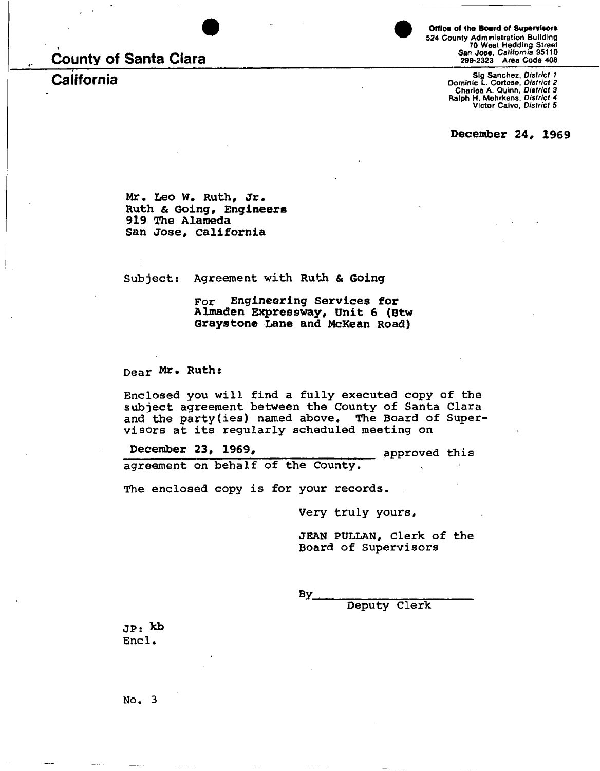# County of Santa Clara

## California

**Office of the Board of Supervisors**
524 County Administration Building
70 West Hedding Street
San Jose, California 95110
299-2323 Area Code 408

Sig Sanchez, *District 1*
Dominic L. Cortese, *District 2*
Charles A. Quinn, *District 3*
Ralph H. Mehrkens, *District 4*
Victor Calvo, *District 5*

**December 24, 1969**

Mr. Leo W. Ruth, Jr.
Ruth & Going, Engineers
919 The Alameda
San Jose, California

Subject: Agreement with Ruth & Going

For Engineering Services for Almaden Expressway, Unit 6 (Btw Graystone Lane and McKean Road)

Dear Mr. Ruth:

Enclosed you will find a fully executed copy of the subject agreement between the County of Santa Clara and the party(ies) named above. The Board of Supervisors at its regularly scheduled meeting on

December 23, 1969, approved this agreement on behalf of the County.

The enclosed copy is for your records.

Very truly yours,

JEAN PULLAN, Clerk of the Board of Supervisors

By_______________________
Deputy Clerk

JP: kb
Encl.

No. 3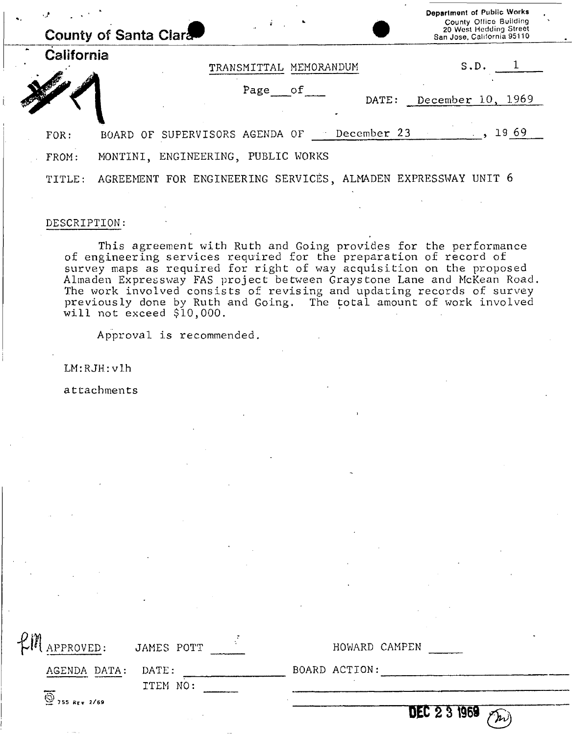County of Santa Clara
California

Department of Public Works
County Office Building
20 West Hedding Street
San Jose, California 95110

#1

TRANSMITTAL MEMORANDUM

S.D. 1

Page ___ of ___

DATE: December 10, 1969

FOR: BOARD OF SUPERVISORS AGENDA OF December 23, 1969

FROM: MONTINI, ENGINEERING, PUBLIC WORKS

TITLE: AGREEMENT FOR ENGINEERING SERVICES, ALMADEN EXPRESSWAY UNIT 6

DESCRIPTION:

This agreement with Ruth and Going provides for the performance of engineering services required for the preparation of record of survey maps as required for right of way acquisition on the proposed Almaden Expressway FAS project between Graystone Lane and McKean Road. The work involved consists of revising and updating records of survey previously done by Ruth and Going. The total amount of work involved will not exceed $10,000.

Approval is recommended.

LM:RJH:vlh

attachments

LM APPROVED: JAMES POTT ____ HOWARD CAMPEN ____

AGENDA DATA: DATE: ____ BOARD ACTION: ____

ITEM NO: ____

755 Rev 2/69

DEC 23 1969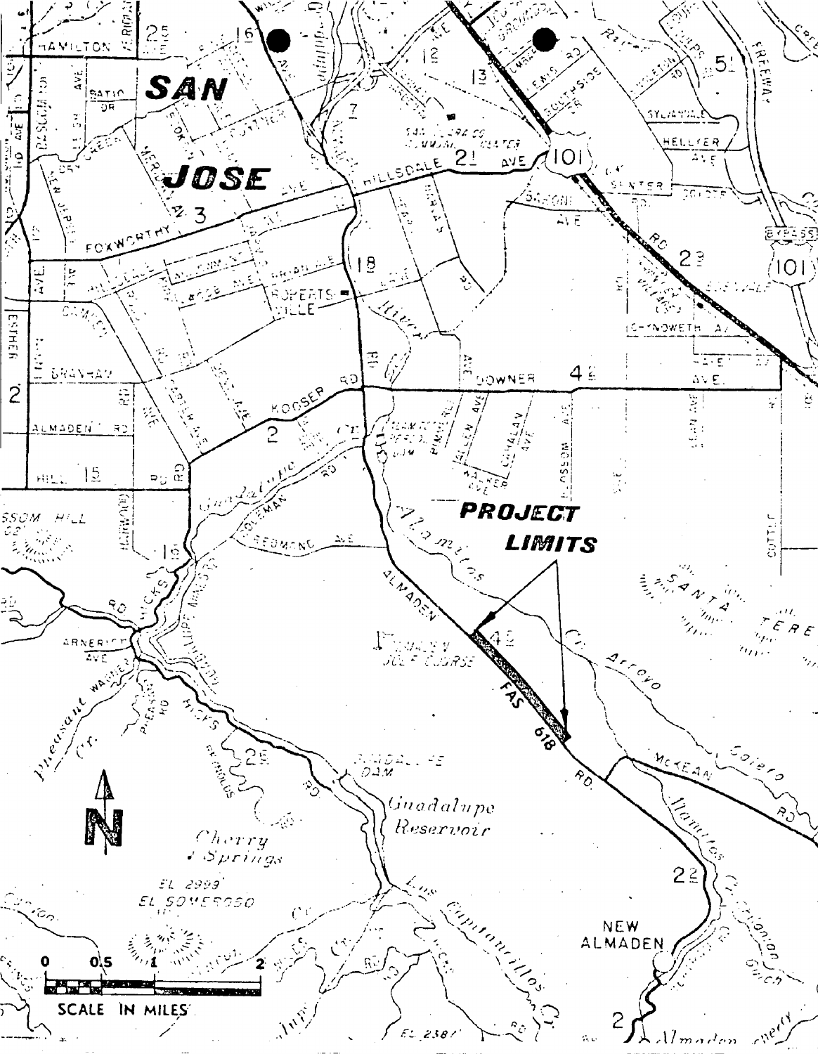SAN JOSE

PROJECT LIMITS

ALMADEN RD.

FAS 618

NEW ALMADEN

Guadalupe Reservoir

GUADALUPE DAM

Cherry Springs

N

0 0.5 1 2

SCALE IN MILES